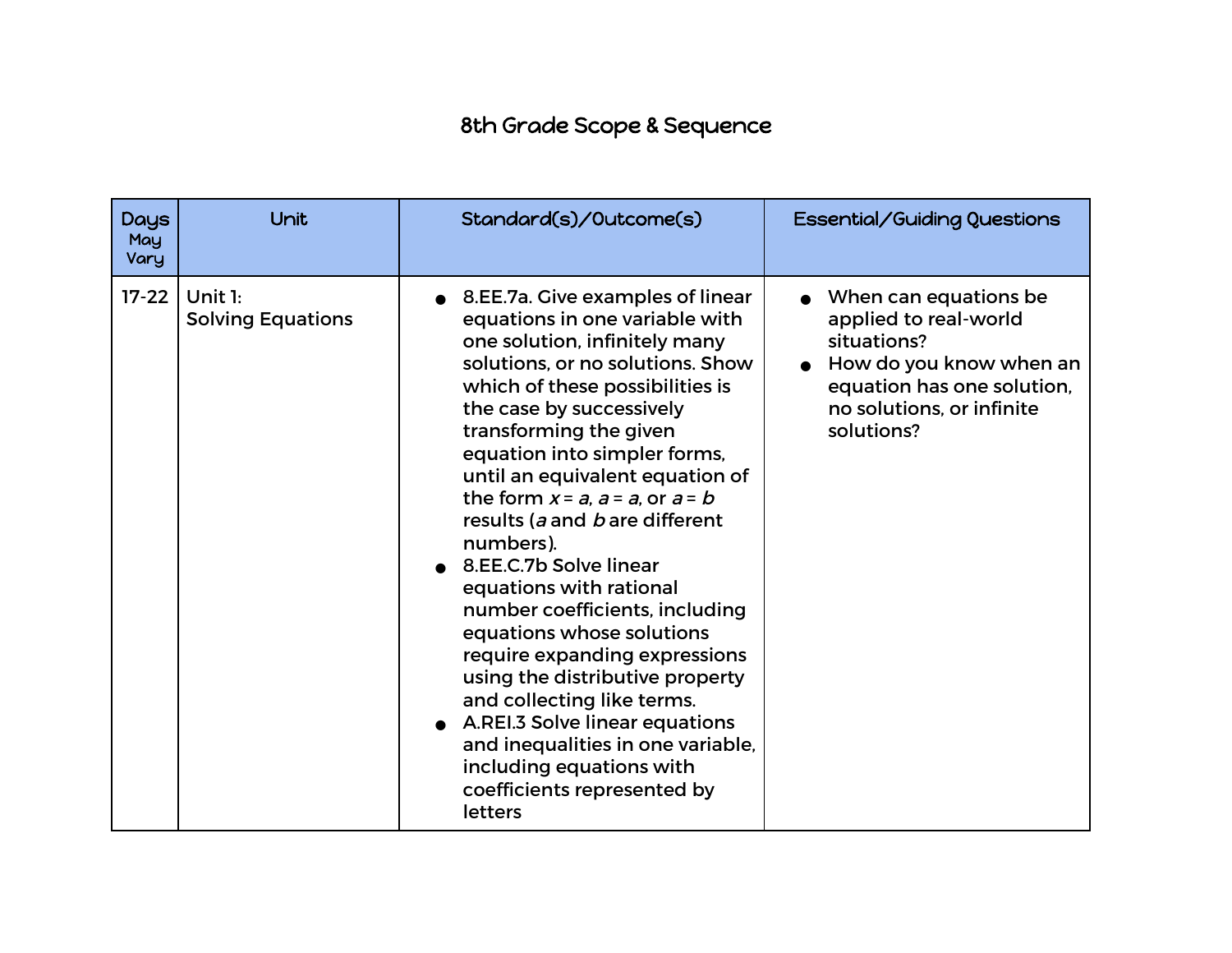# 8th Grade Scope & Sequence

| Days May Vary | Unit | Standard(s)/Outcome(s) | Essential/Guiding Questions |
|---|---|---|---|
| 17-22 | Unit 1: Solving Equations | • 8.EE.7a. Give examples of linear equations in one variable with one solution, infinitely many solutions, or no solutions. Show which of these possibilities is the case by successively transforming the given equation into simpler forms, until an equivalent equation of the form $x = a$, $a = a$, or $a = b$ results ($a$ and $b$ are different numbers).<br>• 8.EE.C.7b Solve linear equations with rational number coefficients, including equations whose solutions require expanding expressions using the distributive property and collecting like terms.<br>• A.REI.3 Solve linear equations and inequalities in one variable, including equations with coefficients represented by letters | • When can equations be applied to real-world situations?<br>• How do you know when an equation has one solution, no solutions, or infinite solutions? |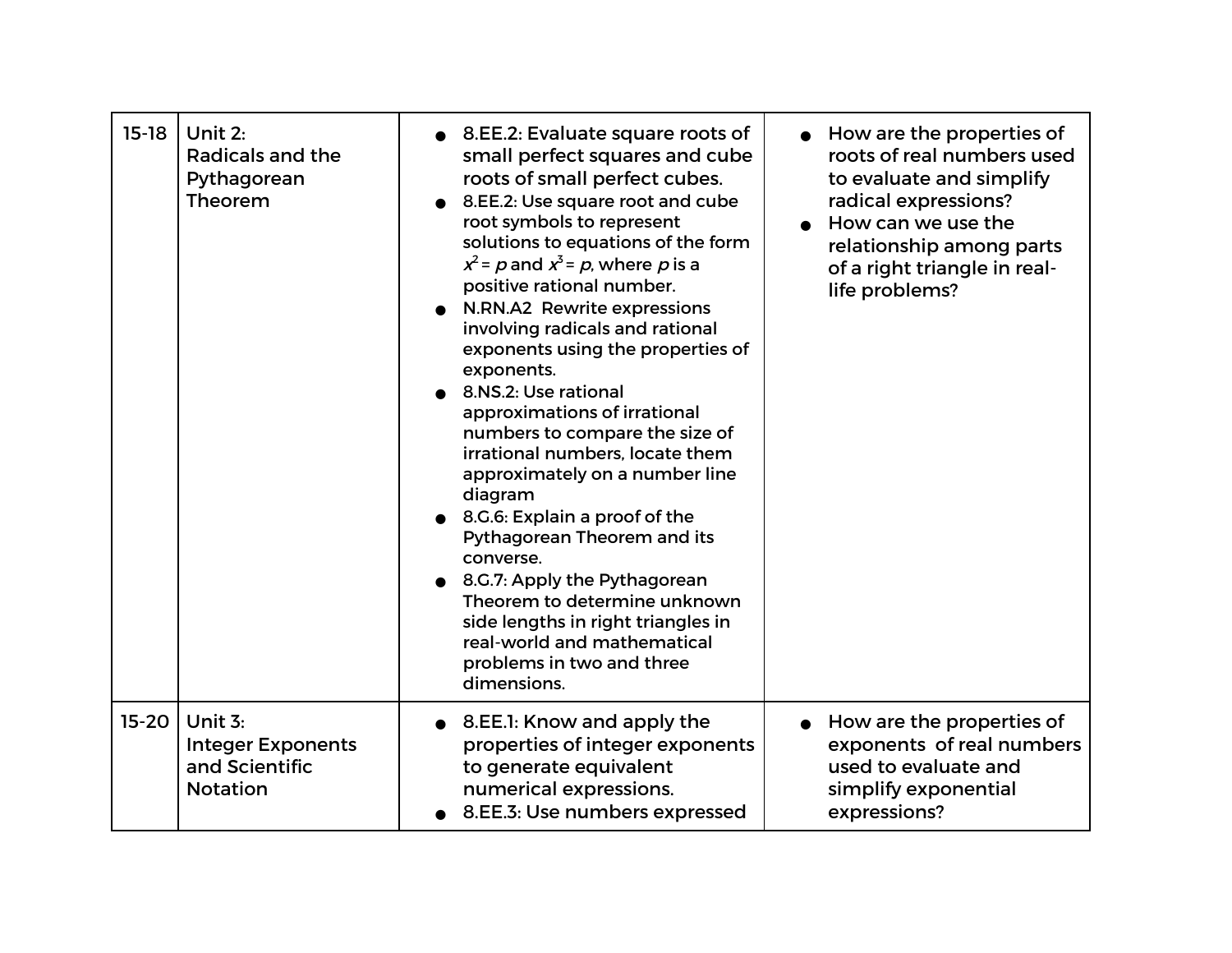| | | | |
|---|---|---|---|
| 15-18 | Unit 2: Radicals and the Pythagorean Theorem | • 8.EE.2: Evaluate square roots of small perfect squares and cube roots of small perfect cubes.<br>• 8.EE.2: Use square root and cube root symbols to represent solutions to equations of the form $x^2 = p$ and $x^3 = p$, where $p$ is a positive rational number.<br>• N.RN.A2 Rewrite expressions involving radicals and rational exponents using the properties of exponents.<br>• 8.NS.2: Use rational approximations of irrational numbers to compare the size of irrational numbers, locate them approximately on a number line diagram<br>• 8.G.6: Explain a proof of the Pythagorean Theorem and its converse.<br>• 8.G.7: Apply the Pythagorean Theorem to determine unknown side lengths in right triangles in real-world and mathematical problems in two and three dimensions. | • How are the properties of roots of real numbers used to evaluate and simplify radical expressions?<br>• How can we use the relationship among parts of a right triangle in real-life problems? |
| 15-20 | Unit 3: Integer Exponents and Scientific Notation | • 8.EE.1: Know and apply the properties of integer exponents to generate equivalent numerical expressions.<br>• 8.EE.3: Use numbers expressed | • How are the properties of exponents of real numbers used to evaluate and simplify exponential expressions? |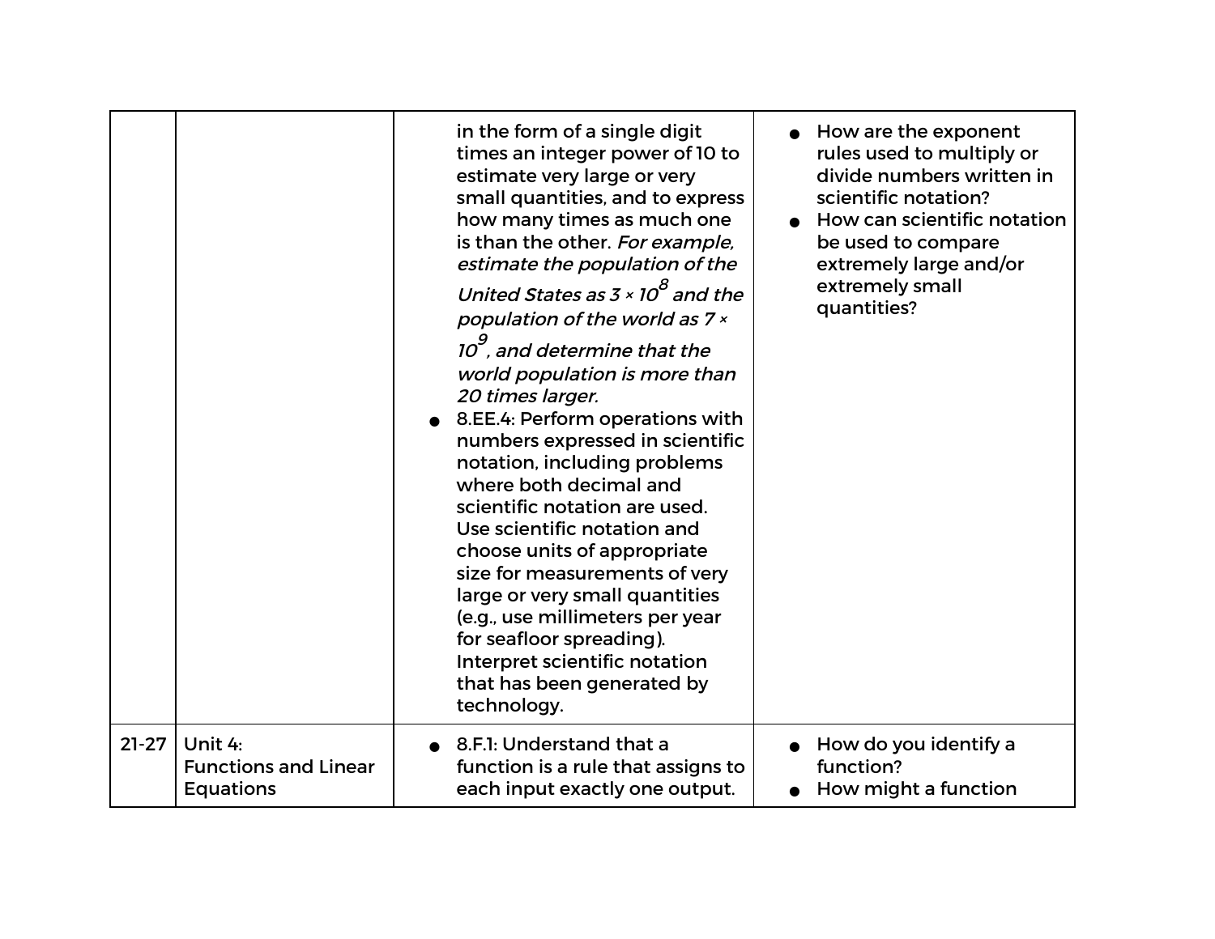| | | | |
|---|---|---|---|
| | | in the form of a single digit times an integer power of 10 to estimate very large or very small quantities, and to express how many times as much one is than the other. *For example, estimate the population of the United States as $3 \times 10^8$ and the population of the world as $7 \times 10^9$, and determine that the world population is more than 20 times larger.*<br>• 8.EE.4: Perform operations with numbers expressed in scientific notation, including problems where both decimal and scientific notation are used. Use scientific notation and choose units of appropriate size for measurements of very large or very small quantities (e.g., use millimeters per year for seafloor spreading). Interpret scientific notation that has been generated by technology. | • How are the exponent rules used to multiply or divide numbers written in scientific notation?<br>• How can scientific notation be used to compare extremely large and/or extremely small quantities? |
| 21-27 | Unit 4:<br>Functions and Linear Equations | • 8.F.1: Understand that a function is a rule that assigns to each input exactly one output. | • How do you identify a function?<br>• How might a function |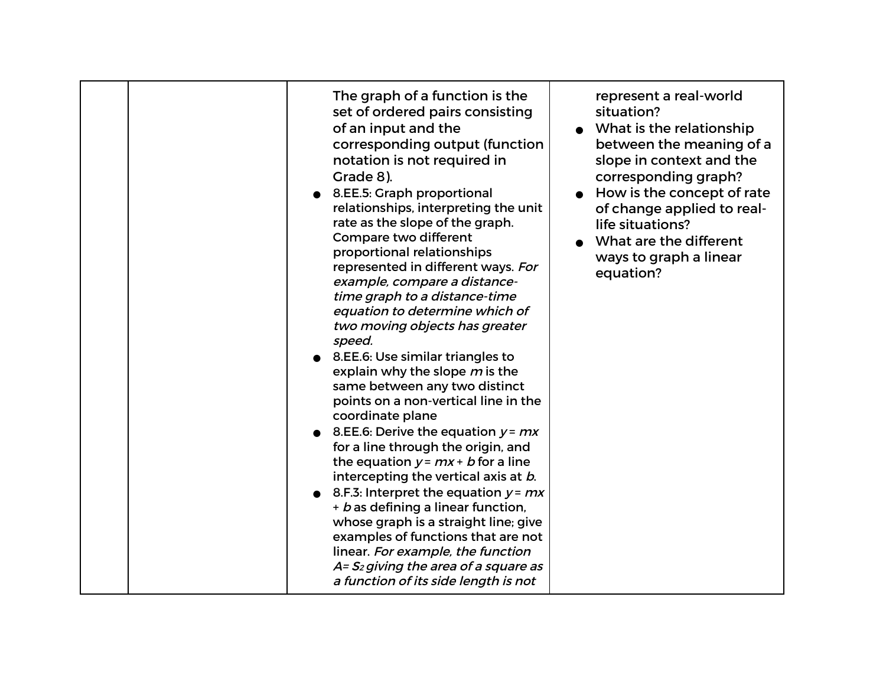|  |  |  |  |
|---|---|---|---|
|  |  | The graph of a function is the set of ordered pairs consisting of an input and the corresponding output (function notation is not required in Grade 8).<br>● 8.EE.5: Graph proportional relationships, interpreting the unit rate as the slope of the graph. Compare two different proportional relationships represented in different ways. *For example, compare a distance-time graph to a distance-time equation to determine which of two moving objects has greater speed.*<br>● 8.EE.6: Use similar triangles to explain why the slope $m$ is the same between any two distinct points on a non-vertical line in the coordinate plane<br>● 8.EE.6: Derive the equation $y = mx$ for a line through the origin, and the equation $y = mx + b$ for a line intercepting the vertical axis at $b$.<br>● 8.F.3: Interpret the equation $y = mx + b$ as defining a linear function, whose graph is a straight line; give examples of functions that are not linear. *For example, the function $A = S_2$ giving the area of a square as a function of its side length is not* | represent a real-world situation?<br>● What is the relationship between the meaning of a slope in context and the corresponding graph?<br>● How is the concept of rate of change applied to real-life situations?<br>● What are the different ways to graph a linear equation? |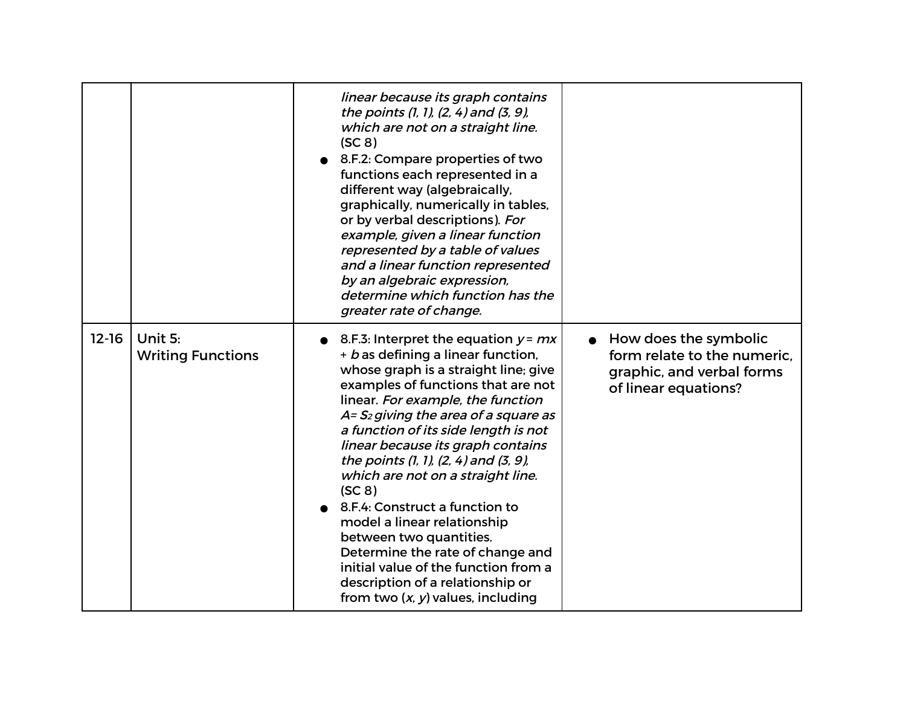| | | | |
|---|---|---|---|
| | | *linear because its graph contains the points (1, 1), (2, 4) and (3, 9), which are not on a straight line.* (SC 8)<br>● 8.F.2: Compare properties of two functions each represented in a different way (algebraically, graphically, numerically in tables, or by verbal descriptions). *For example, given a linear function represented by a table of values and a linear function represented by an algebraic expression, determine which function has the greater rate of change.* | |
| 12-16 | Unit 5:<br>Writing Functions | ● 8.F.3: Interpret the equation $y = mx + b$ as defining a linear function, whose graph is a straight line; give examples of functions that are not linear. *For example, the function $A = S_2$ giving the area of a square as a function of its side length is not linear because its graph contains the points (1, 1), (2, 4) and (3, 9), which are not on a straight line.* (SC 8)<br>● 8.F.4: Construct a function to model a linear relationship between two quantities. Determine the rate of change and initial value of the function from a description of a relationship or from two ($x$, $y$) values, including | ● How does the symbolic form relate to the numeric, graphic, and verbal forms of linear equations? |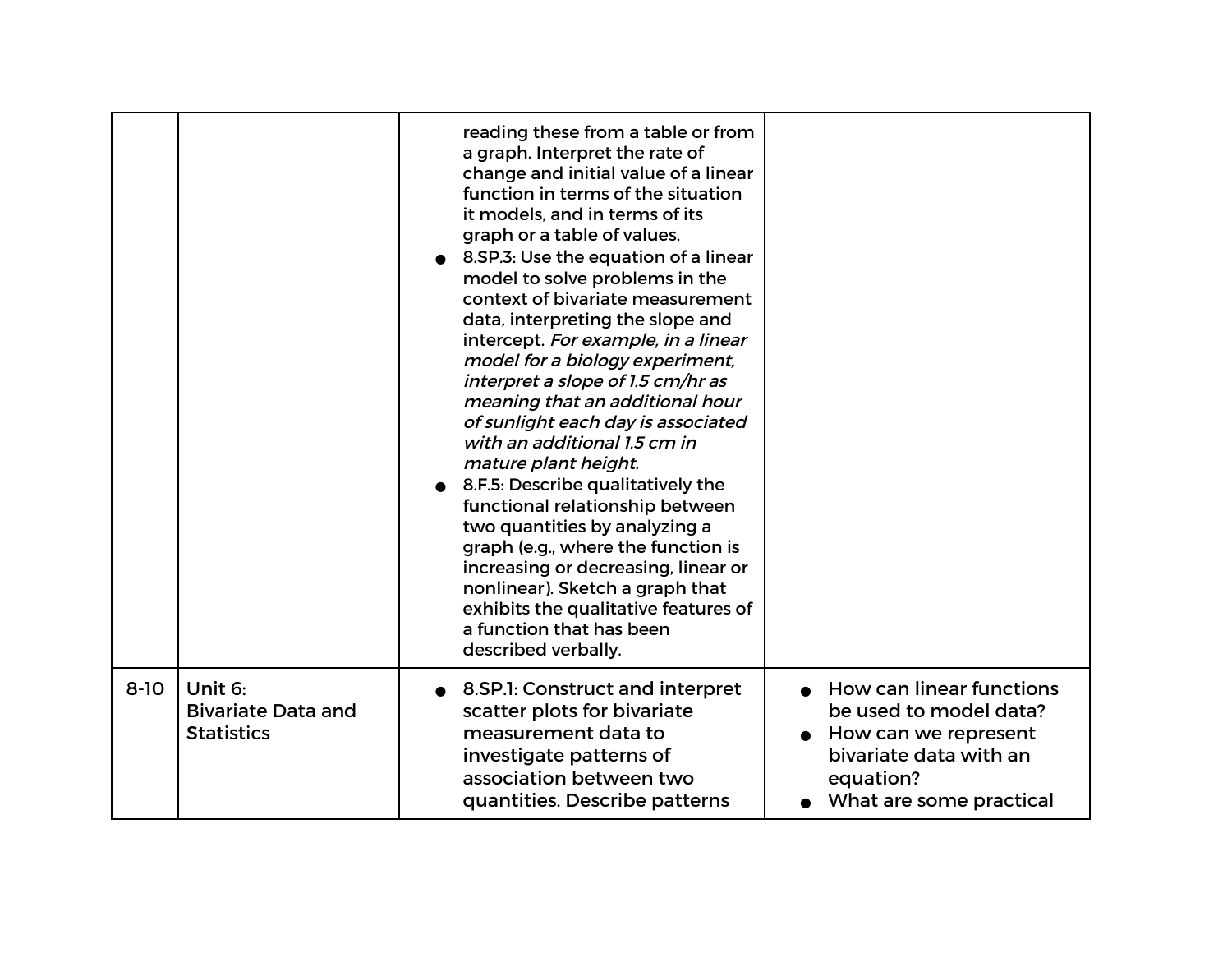| | | | |
|---|---|---|---|
| | | reading these from a table or from a graph. Interpret the rate of change and initial value of a linear function in terms of the situation it models, and in terms of its graph or a table of values.<br>• 8.SP.3: Use the equation of a linear model to solve problems in the context of bivariate measurement data, interpreting the slope and intercept. *For example, in a linear model for a biology experiment, interpret a slope of 1.5 cm/hr as meaning that an additional hour of sunlight each day is associated with an additional 1.5 cm in mature plant height.*<br>• 8.F.5: Describe qualitatively the functional relationship between two quantities by analyzing a graph (e.g., where the function is increasing or decreasing, linear or nonlinear). Sketch a graph that exhibits the qualitative features of a function that has been described verbally. | |
| 8-10 | Unit 6:<br>Bivariate Data and Statistics | • 8.SP.1: Construct and interpret scatter plots for bivariate measurement data to investigate patterns of association between two quantities. Describe patterns | • How can linear functions be used to model data?<br>• How can we represent bivariate data with an equation?<br>• What are some practical |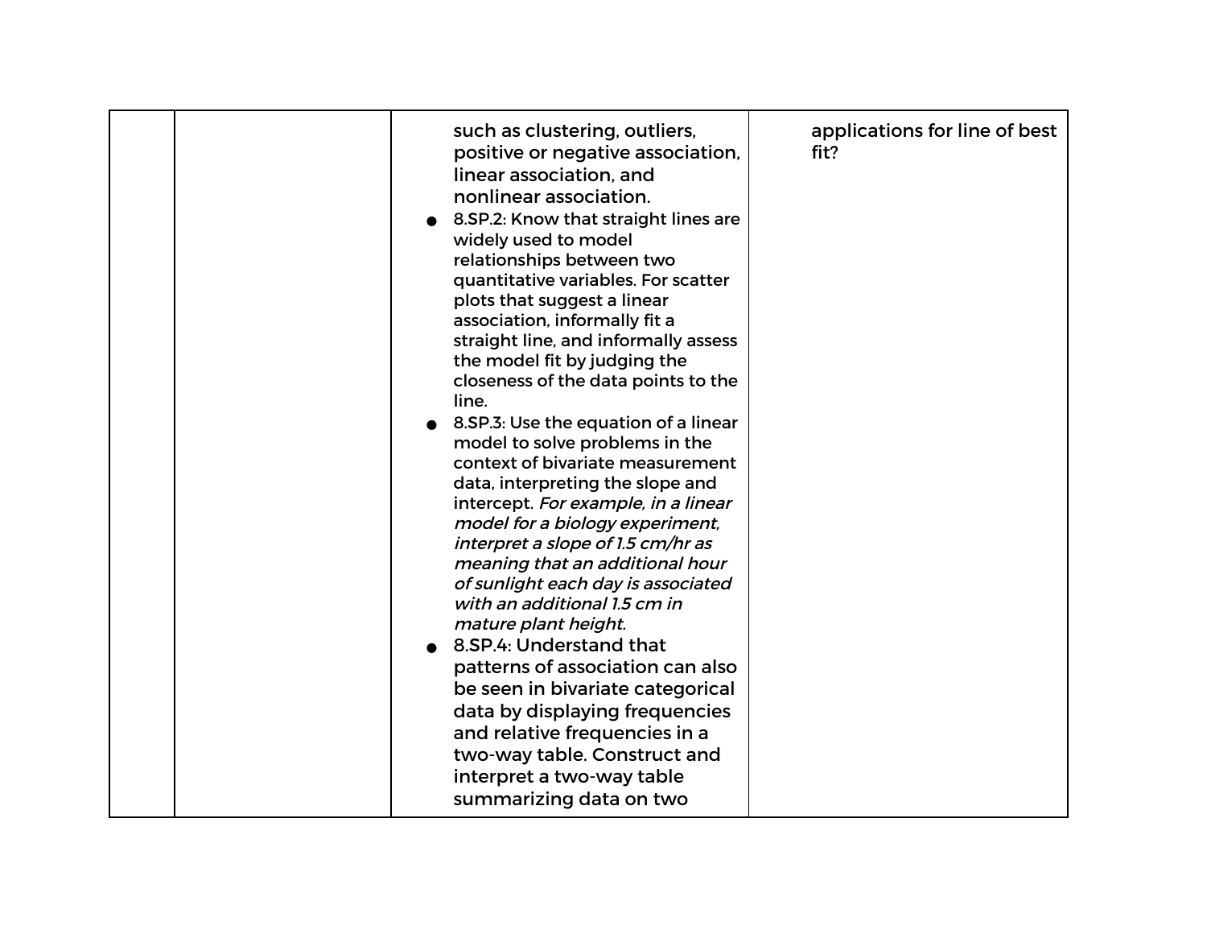|  |  |  |  |
| --- | --- | --- | --- |
|  |  | such as clustering, outliers, positive or negative association, linear association, and nonlinear association.<br>● 8.SP.2: Know that straight lines are widely used to model relationships between two quantitative variables. For scatter plots that suggest a linear association, informally fit a straight line, and informally assess the model fit by judging the closeness of the data points to the line.<br>● 8.SP.3: Use the equation of a linear model to solve problems in the context of bivariate measurement data, interpreting the slope and intercept. *For example, in a linear model for a biology experiment, interpret a slope of 1.5 cm/hr as meaning that an additional hour of sunlight each day is associated with an additional 1.5 cm in mature plant height.*<br>● 8.SP.4: Understand that patterns of association can also be seen in bivariate categorical data by displaying frequencies and relative frequencies in a two-way table. Construct and interpret a two-way table summarizing data on two | applications for line of best fit? |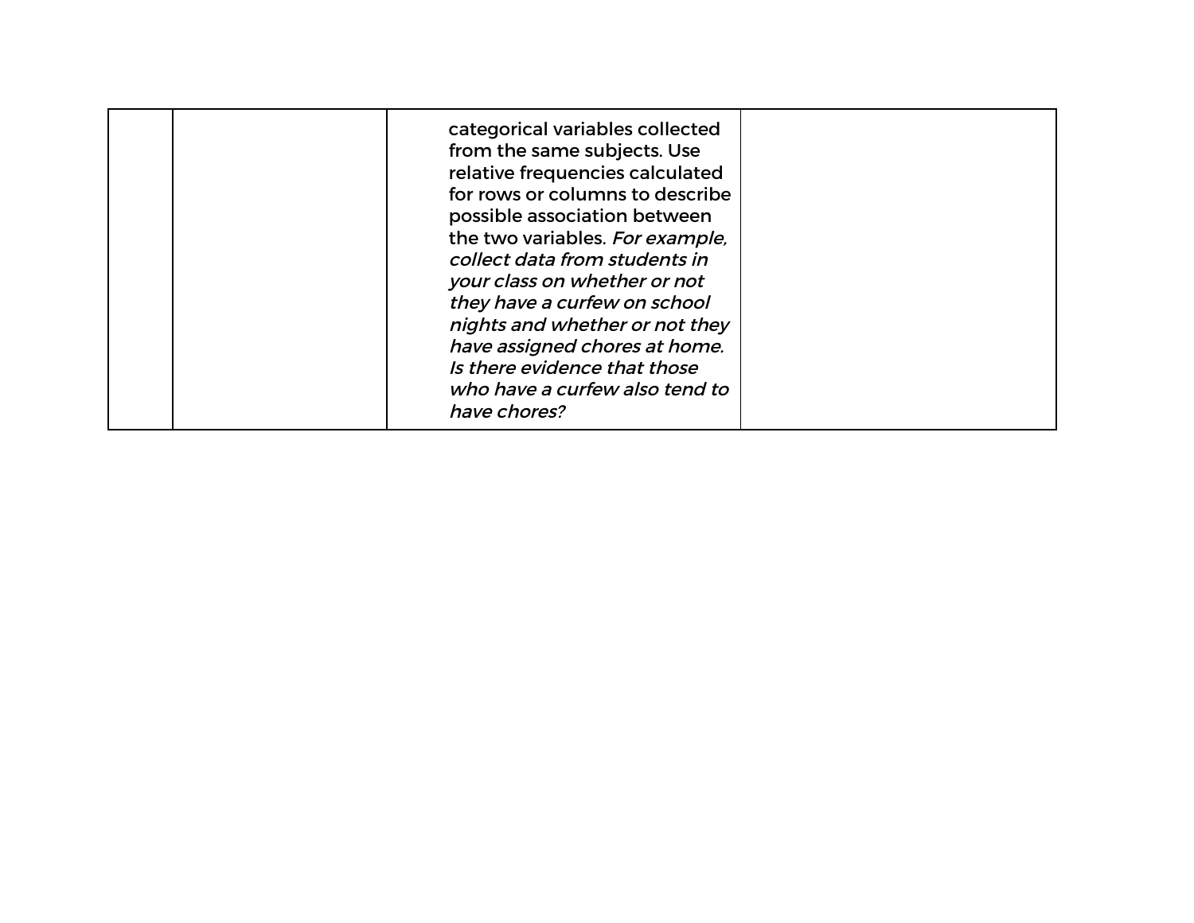| | | | |
|---|---|---|---|
| | | categorical variables collected from the same subjects. Use relative frequencies calculated for rows or columns to describe possible association between the two variables. *For example, collect data from students in your class on whether or not they have a curfew on school nights and whether or not they have assigned chores at home. Is there evidence that those who have a curfew also tend to have chores?* | |